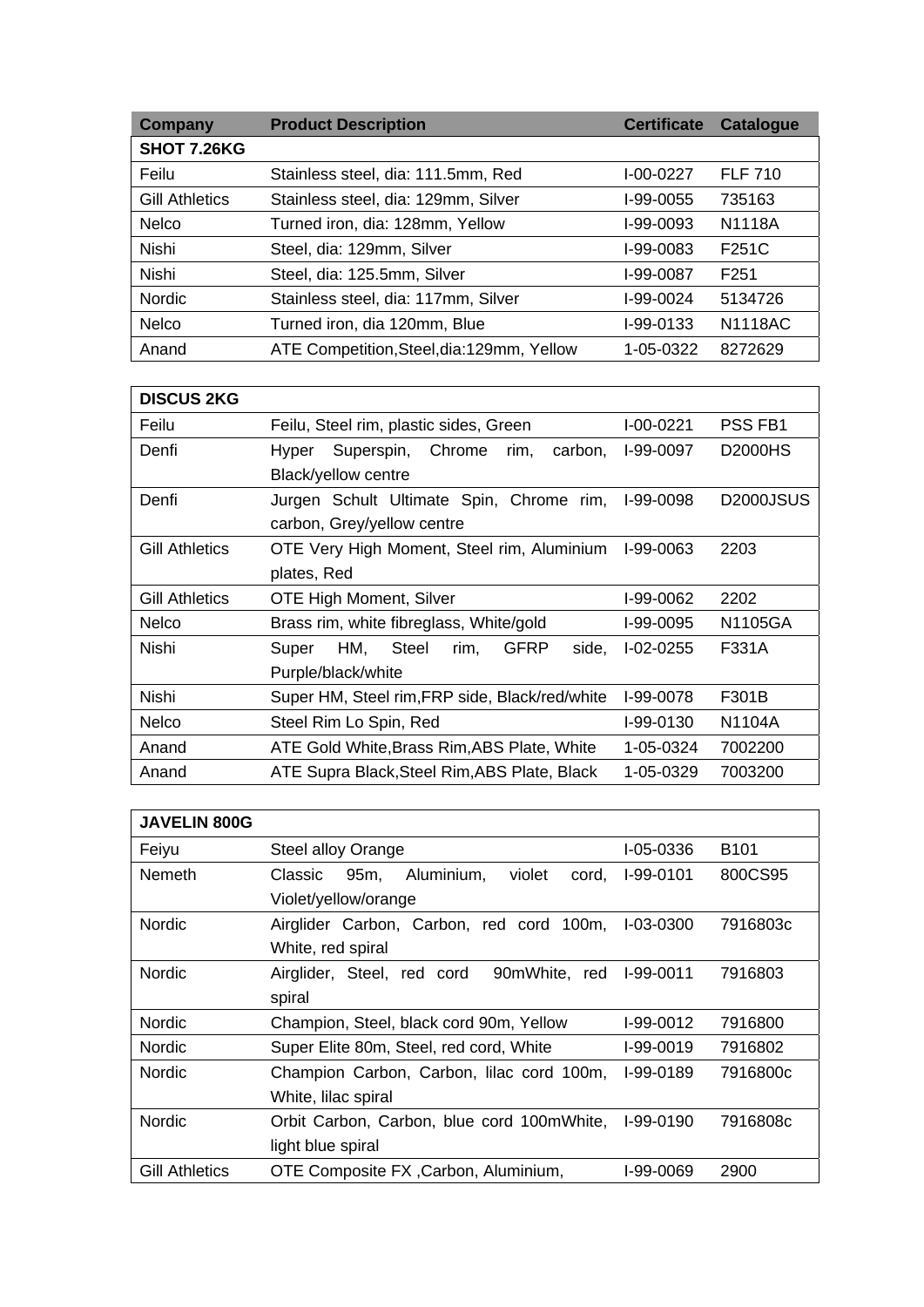| Company | Product Description | Certificate | Catalogue |
|---|---|---|---|
| **SHOT 7.26KG** | | | |
| Feilu | Stainless steel, dia: 111.5mm, Red | I-00-0227 | FLF 710 |
| Gill Athletics | Stainless steel, dia: 129mm, Silver | I-99-0055 | 735163 |
| Nelco | Turned iron, dia: 128mm, Yellow | I-99-0093 | N1118A |
| Nishi | Steel, dia: 129mm, Silver | I-99-0083 | F251C |
| Nishi | Steel, dia: 125.5mm, Silver | I-99-0087 | F251 |
| Nordic | Stainless steel, dia: 117mm, Silver | I-99-0024 | 5134726 |
| Nelco | Turned iron, dia 120mm, Blue | I-99-0133 | N1118AC |
| Anand | ATE Competition,Steel,dia:129mm, Yellow | 1-05-0322 | 8272629 |

| **DISCUS 2KG** | | | |
|---|---|---|---|
| Feilu | Feilu, Steel rim, plastic sides, Green | I-00-0221 | PSS FB1 |
| Denfi | Hyper Superspin, Chrome rim, carbon, Black/yellow centre | I-99-0097 | D2000HS |
| Denfi | Jurgen Schult Ultimate Spin, Chrome rim, carbon, Grey/yellow centre | I-99-0098 | D2000JSUS |
| Gill Athletics | OTE Very High Moment, Steel rim, Aluminium plates, Red | I-99-0063 | 2203 |
| Gill Athletics | OTE High Moment, Silver | I-99-0062 | 2202 |
| Nelco | Brass rim, white fibreglass, White/gold | I-99-0095 | N1105GA |
| Nishi | Super HM, Steel rim, GFRP side, Purple/black/white | I-02-0255 | F331A |
| Nishi | Super HM, Steel rim,FRP side, Black/red/white | I-99-0078 | F301B |
| Nelco | Steel Rim Lo Spin, Red | I-99-0130 | N1104A |
| Anand | ATE Gold White,Brass Rim,ABS Plate, White | 1-05-0324 | 7002200 |
| Anand | ATE Supra Black,Steel Rim,ABS Plate, Black | 1-05-0329 | 7003200 |

| **JAVELIN 800G** | | | |
|---|---|---|---|
| Feiyu | Steel alloy Orange | I-05-0336 | B101 |
| Nemeth | Classic 95m, Aluminium, violet cord, Violet/yellow/orange | I-99-0101 | 800CS95 |
| Nordic | Airglider Carbon, Carbon, red cord 100m, White, red spiral | I-03-0300 | 7916803c |
| Nordic | Airglider, Steel, red cord 90mWhite, red spiral | I-99-0011 | 7916803 |
| Nordic | Champion, Steel, black cord 90m, Yellow | I-99-0012 | 7916800 |
| Nordic | Super Elite 80m, Steel, red cord, White | I-99-0019 | 7916802 |
| Nordic | Champion Carbon, Carbon, lilac cord 100m, White, lilac spiral | I-99-0189 | 7916800c |
| Nordic | Orbit Carbon, Carbon, blue cord 100mWhite, light blue spiral | I-99-0190 | 7916808c |
| Gill Athletics | OTE Composite FX ,Carbon, Aluminium, | I-99-0069 | 2900 |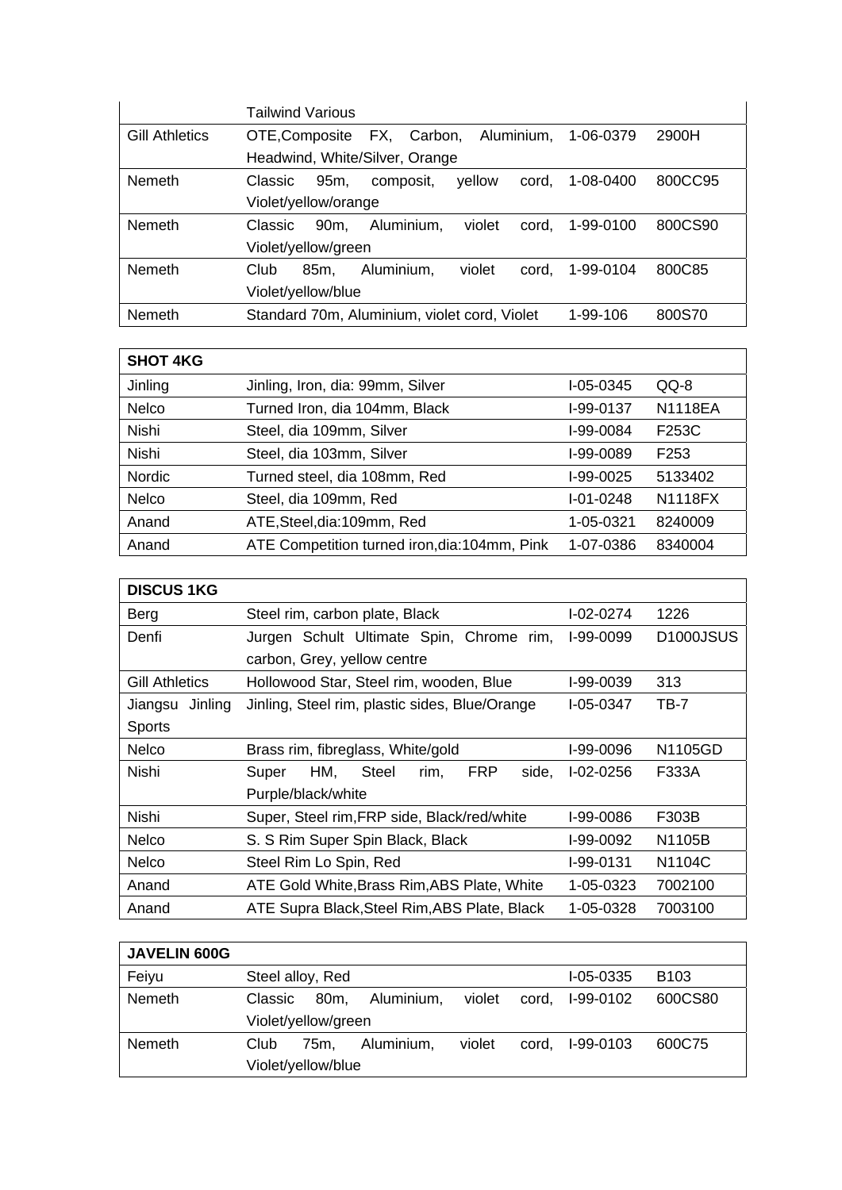| | | | |
|---|---|---|---|
| | Tailwind Various | | |
| Gill Athletics | OTE,Composite FX, Carbon, Aluminium, Headwind, White/Silver, Orange | 1-06-0379 | 2900H |
| Nemeth | Classic 95m, composit, yellow cord, Violet/yellow/orange | 1-08-0400 | 800CC95 |
| Nemeth | Classic 90m, Aluminium, violet cord, Violet/yellow/green | 1-99-0100 | 800CS90 |
| Nemeth | Club 85m, Aluminium, violet cord, Violet/yellow/blue | 1-99-0104 | 800C85 |
| Nemeth | Standard 70m, Aluminium, violet cord, Violet | 1-99-106 | 800S70 |

| SHOT 4KG | | | |
|---|---|---|---|
| Jinling | Jinling, Iron, dia: 99mm, Silver | I-05-0345 | QQ-8 |
| Nelco | Turned Iron, dia 104mm, Black | I-99-0137 | N1118EA |
| Nishi | Steel, dia 109mm, Silver | I-99-0084 | F253C |
| Nishi | Steel, dia 103mm, Silver | I-99-0089 | F253 |
| Nordic | Turned steel, dia 108mm, Red | I-99-0025 | 5133402 |
| Nelco | Steel, dia 109mm, Red | I-01-0248 | N1118FX |
| Anand | ATE,Steel,dia:109mm, Red | 1-05-0321 | 8240009 |
| Anand | ATE Competition turned iron,dia:104mm, Pink | 1-07-0386 | 8340004 |

| DISCUS 1KG | | | |
|---|---|---|---|
| Berg | Steel rim, carbon plate, Black | I-02-0274 | 1226 |
| Denfi | Jurgen Schult Ultimate Spin, Chrome rim, carbon, Grey, yellow centre | I-99-0099 | D1000JSUS |
| Gill Athletics | Hollowood Star, Steel rim, wooden, Blue | I-99-0039 | 313 |
| Jiangsu Jinling Sports | Jinling, Steel rim, plastic sides, Blue/Orange | I-05-0347 | TB-7 |
| Nelco | Brass rim, fibreglass, White/gold | I-99-0096 | N1105GD |
| Nishi | Super HM, Steel rim, FRP side, Purple/black/white | I-02-0256 | F333A |
| Nishi | Super, Steel rim,FRP side, Black/red/white | I-99-0086 | F303B |
| Nelco | S. S Rim Super Spin Black, Black | I-99-0092 | N1105B |
| Nelco | Steel Rim Lo Spin, Red | I-99-0131 | N1104C |
| Anand | ATE Gold White,Brass Rim,ABS Plate, White | 1-05-0323 | 7002100 |
| Anand | ATE Supra Black,Steel Rim,ABS Plate, Black | 1-05-0328 | 7003100 |

| JAVELIN 600G | | | |
|---|---|---|---|
| Feiyu | Steel alloy, Red | I-05-0335 | B103 |
| Nemeth | Classic 80m, Aluminium, violet cord, Violet/yellow/green | I-99-0102 | 600CS80 |
| Nemeth | Club 75m, Aluminium, violet cord, Violet/yellow/blue | I-99-0103 | 600C75 |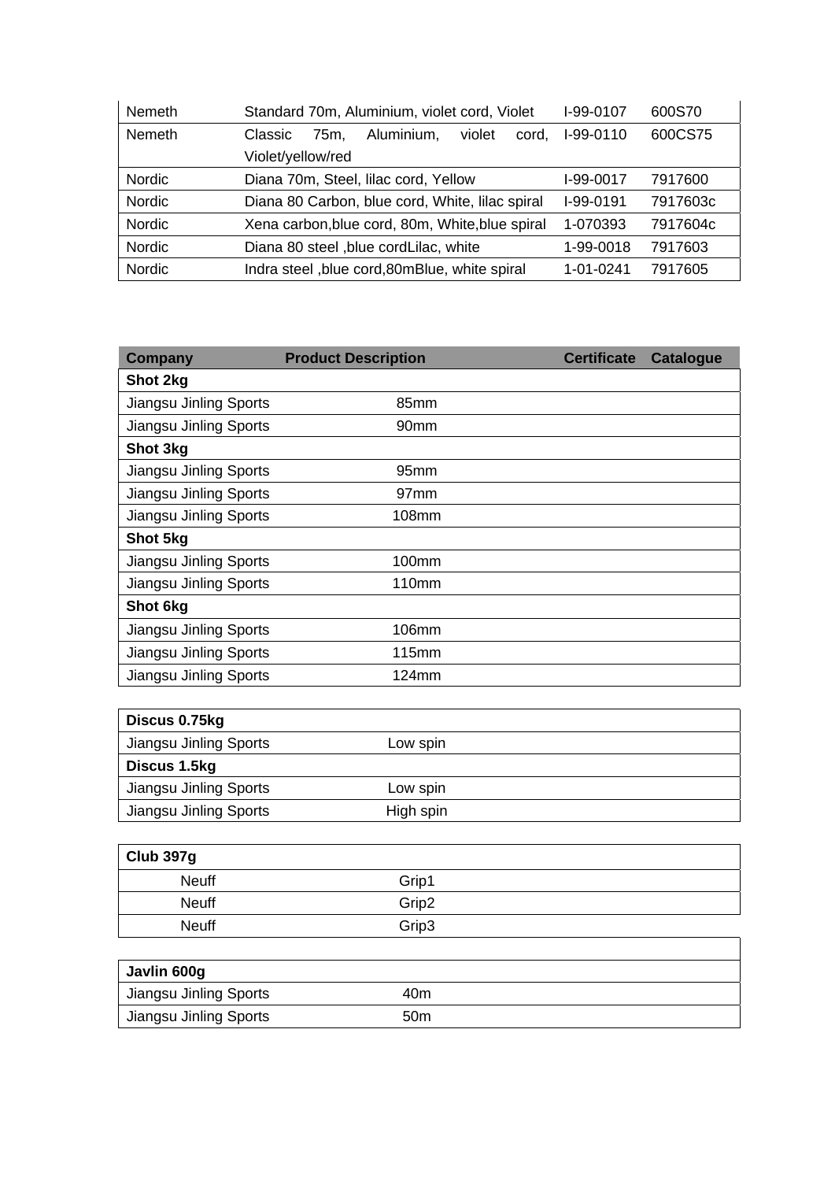| | | | |
|---|---|---|---|
| Nemeth | Standard 70m, Aluminium, violet cord, Violet | I-99-0107 | 600S70 |
| Nemeth | Classic 75m, Aluminium, violet cord, Violet/yellow/red | I-99-0110 | 600CS75 |
| Nordic | Diana 70m, Steel, lilac cord, Yellow | I-99-0017 | 7917600 |
| Nordic | Diana 80 Carbon, blue cord, White, lilac spiral | I-99-0191 | 7917603c |
| Nordic | Xena carbon,blue cord, 80m, White,blue spiral | 1-070393 | 7917604c |
| Nordic | Diana 80 steel ,blue cordLilac, white | 1-99-0018 | 7917603 |
| Nordic | Indra steel ,blue cord,80mBlue, white spiral | 1-01-0241 | 7917605 |

| Company | Product Description | Certificate | Catalogue |
|---|---|---|---|
| **Shot 2kg** | | | |
| Jiangsu Jinling Sports | 85mm | | |
| Jiangsu Jinling Sports | 90mm | | |
| **Shot 3kg** | | | |
| Jiangsu Jinling Sports | 95mm | | |
| Jiangsu Jinling Sports | 97mm | | |
| Jiangsu Jinling Sports | 108mm | | |
| **Shot 5kg** | | | |
| Jiangsu Jinling Sports | 100mm | | |
| Jiangsu Jinling Sports | 110mm | | |
| **Shot 6kg** | | | |
| Jiangsu Jinling Sports | 106mm | | |
| Jiangsu Jinling Sports | 115mm | | |
| Jiangsu Jinling Sports | 124mm | | |

| | |
|---|---|
| **Discus 0.75kg** | |
| Jiangsu Jinling Sports | Low spin |
| **Discus 1.5kg** | |
| Jiangsu Jinling Sports | Low spin |
| Jiangsu Jinling Sports | High spin |

| | |
|---|---|
| **Club 397g** | |
| Neuff | Grip1 |
| Neuff | Grip2 |
| Neuff | Grip3 |

| | |
|---|---|
| **Javlin 600g** | |
| Jiangsu Jinling Sports | 40m |
| Jiangsu Jinling Sports | 50m |